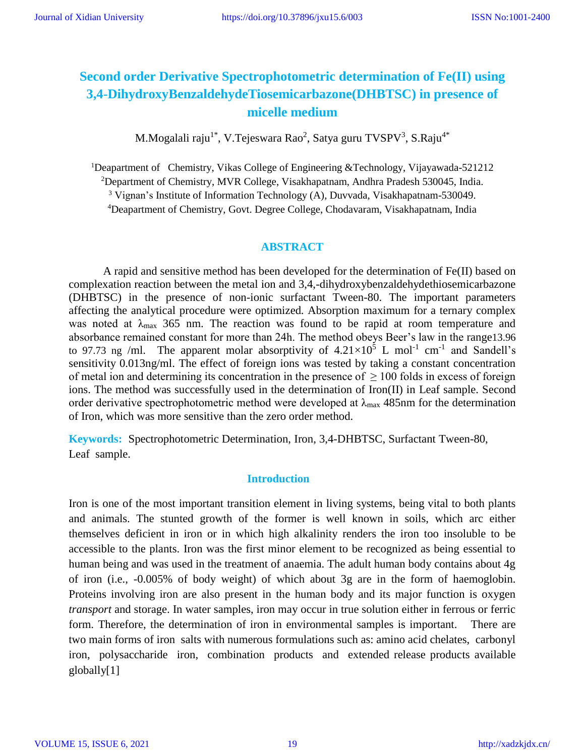# Second order Derivative Spectrophotometric determination of Fe(II) using 3,4-DihydroxyBenzaldehydeTiosemicarbazone(DHBTSC) in presence of micelle medium

M.Mogalali raju[1*], V.Tejeswara Rao[2], Satya guru TVSPV[3], S.Raju[4*]

[1]Deapartment of Chemistry, Vikas College of Engineering &Technology, Vijayawada-521212
[2]Department of Chemistry, MVR College, Visakhapatnam, Andhra Pradesh 530045, India.
[3] Vignan's Institute of Information Technology (A), Duvvada, Visakhapatnam-530049.
[4]Deapartment of Chemistry, Govt. Degree College, Chodavaram, Visakhapatnam, India

## ABSTRACT

A rapid and sensitive method has been developed for the determination of Fe(II) based on complexation reaction between the metal ion and 3,4,-dihydroxybenzaldehydethiosemicarbazone (DHBTSC) in the presence of non-ionic surfactant Tween-80. The important parameters affecting the analytical procedure were optimized. Absorption maximum for a ternary complex was noted at $\lambda_{max}$ 365 nm. The reaction was found to be rapid at room temperature and absorbance remained constant for more than 24h. The method obeys Beer's law in the range13.96 to 97.73 ng /ml. The apparent molar absorptivity of $4.21\times10^{5}$ L mol$^{-1}$ cm$^{-1}$ and Sandell's sensitivity 0.013ng/ml. The effect of foreign ions was tested by taking a constant concentration of metal ion and determining its concentration in the presence of $\geq 100$ folds in excess of foreign ions. The method was successfully used in the determination of Iron(II) in Leaf sample. Second order derivative spectrophotometric method were developed at $\lambda_{max}$ 485nm for the determination of Iron, which was more sensitive than the zero order method.

**Keywords:** Spectrophotometric Determination, Iron, 3,4-DHBTSC, Surfactant Tween-80, Leaf sample.

## Introduction

Iron is one of the most important transition element in living systems, being vital to both plants and animals. The stunted growth of the former is well known in soils, which arc either themselves deficient in iron or in which high alkalinity renders the iron too insoluble to be accessible to the plants. Iron was the first minor element to be recognized as being essential to human being and was used in the treatment of anaemia. The adult human body contains about 4g of iron (i.e., -0.005% of body weight) of which about 3g are in the form of haemoglobin. Proteins involving iron are also present in the human body and its major function is oxygen *transport* and storage. In water samples, iron may occur in true solution either in ferrous or ferric form. Therefore, the determination of iron in environmental samples is important. There are two main forms of iron salts with numerous formulations such as: amino acid chelates, carbonyl iron, polysaccharide iron, combination products and extended release products available globally[1]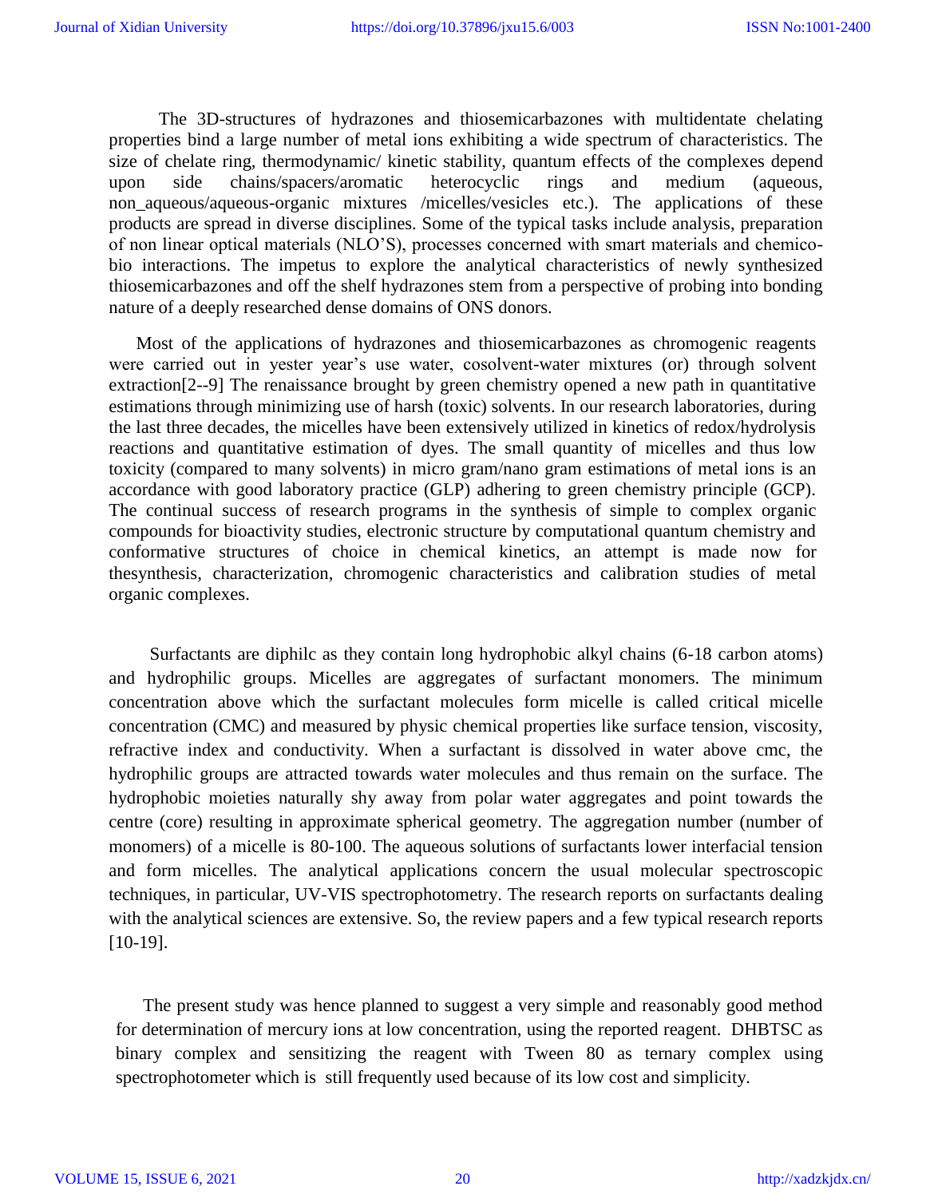The 3D-structures of hydrazones and thiosemicarbazones with multidentate chelating properties bind a large number of metal ions exhibiting a wide spectrum of characteristics. The size of chelate ring, thermodynamic/ kinetic stability, quantum effects of the complexes depend upon side chains/spacers/aromatic heterocyclic rings and medium (aqueous, non_aqueous/aqueous-organic mixtures /micelles/vesicles etc.). The applications of these products are spread in diverse disciplines. Some of the typical tasks include analysis, preparation of non linear optical materials (NLO'S), processes concerned with smart materials and chemico-bio interactions. The impetus to explore the analytical characteristics of newly synthesized thiosemicarbazones and off the shelf hydrazones stem from a perspective of probing into bonding nature of a deeply researched dense domains of ONS donors.

Most of the applications of hydrazones and thiosemicarbazones as chromogenic reagents were carried out in yester year's use water, cosolvent-water mixtures (or) through solvent extraction[2--9] The renaissance brought by green chemistry opened a new path in quantitative estimations through minimizing use of harsh (toxic) solvents. In our research laboratories, during the last three decades, the micelles have been extensively utilized in kinetics of redox/hydrolysis reactions and quantitative estimation of dyes. The small quantity of micelles and thus low toxicity (compared to many solvents) in micro gram/nano gram estimations of metal ions is an accordance with good laboratory practice (GLP) adhering to green chemistry principle (GCP). The continual success of research programs in the synthesis of simple to complex organic compounds for bioactivity studies, electronic structure by computational quantum chemistry and conformative structures of choice in chemical kinetics, an attempt is made now for thesynthesis, characterization, chromogenic characteristics and calibration studies of metal organic complexes.

Surfactants are diphilc as they contain long hydrophobic alkyl chains (6-18 carbon atoms) and hydrophilic groups. Micelles are aggregates of surfactant monomers. The minimum concentration above which the surfactant molecules form micelle is called critical micelle concentration (CMC) and measured by physic chemical properties like surface tension, viscosity, refractive index and conductivity. When a surfactant is dissolved in water above cmc, the hydrophilic groups are attracted towards water molecules and thus remain on the surface. The hydrophobic moieties naturally shy away from polar water aggregates and point towards the centre (core) resulting in approximate spherical geometry. The aggregation number (number of monomers) of a micelle is 80-100. The aqueous solutions of surfactants lower interfacial tension and form micelles. The analytical applications concern the usual molecular spectroscopic techniques, in particular, UV-VIS spectrophotometry. The research reports on surfactants dealing with the analytical sciences are extensive. So, the review papers and a few typical research reports [10-19].

The present study was hence planned to suggest a very simple and reasonably good method for determination of mercury ions at low concentration, using the reported reagent. DHBTSC as binary complex and sensitizing the reagent with Tween 80 as ternary complex using spectrophotometer which is still frequently used because of its low cost and simplicity.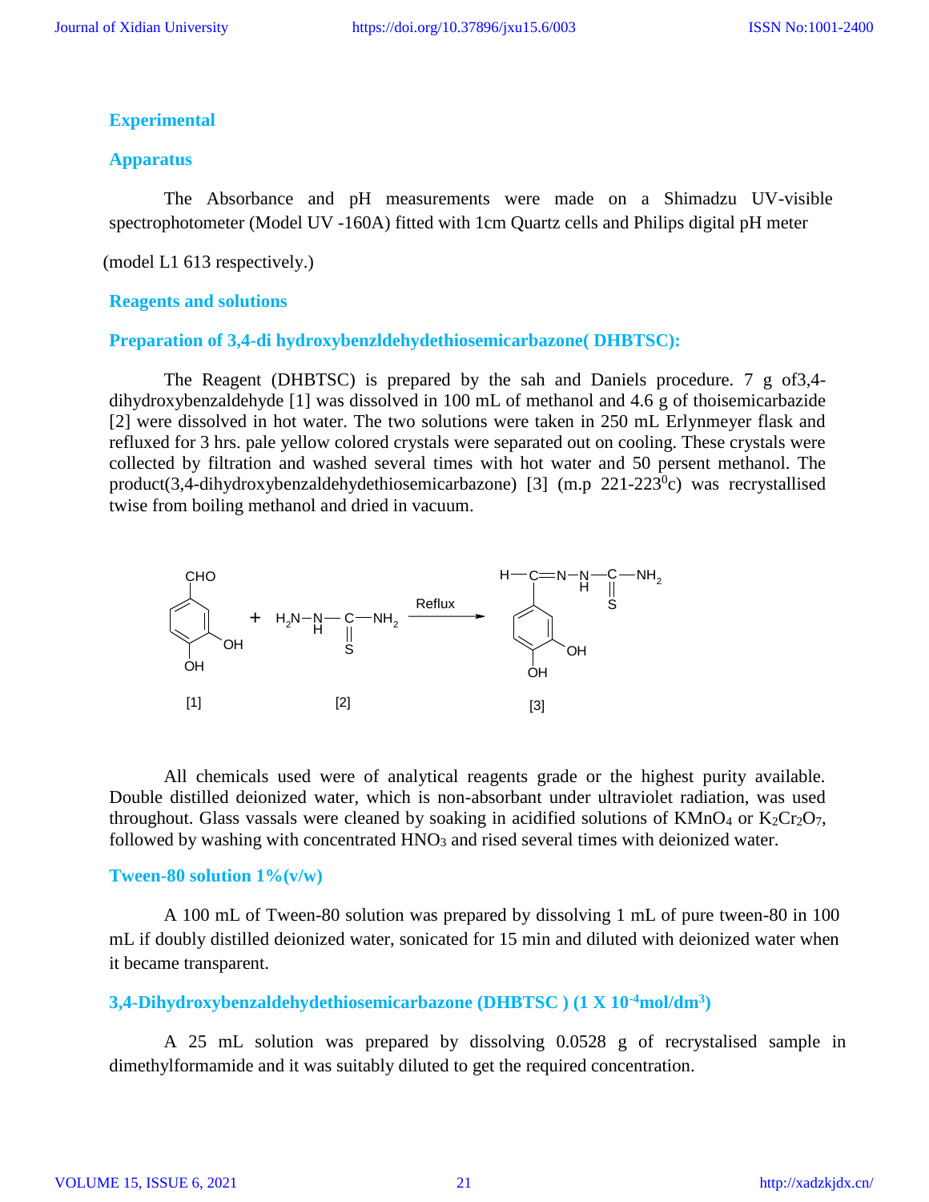## Experimental

### Apparatus

The Absorbance and pH measurements were made on a Shimadzu UV-visible spectrophotometer (Model UV -160A) fitted with 1cm Quartz cells and Philips digital pH meter

(model L1 613 respectively.)

### Reagents and solutions

### Preparation of 3,4-di hydroxybenzldehydethiosemicarbazone( DHBTSC):

The Reagent (DHBTSC) is prepared by the sah and Daniels procedure. 7 g of3,4-dihydroxybenzaldehyde [1] was dissolved in 100 mL of methanol and 4.6 g of thoisemicarbazide [2] were dissolved in hot water. The two solutions were taken in 250 mL Erlynmeyer flask and refluxed for 3 hrs. pale yellow colored crystals were separated out on cooling. These crystals were collected by filtration and washed several times with hot water and 50 persent methanol. The product(3,4-dihydroxybenzaldehydethiosemicarbazone) [3] (m.p 221-223$^0$c) was recrystallised twise from boiling methanol and dried in vacuum.

[1] + [2] —Reflux→ [3]

All chemicals used were of analytical reagents grade or the highest purity available. Double distilled deionized water, which is non-absorbant under ultraviolet radiation, was used throughout. Glass vassals were cleaned by soaking in acidified solutions of $KMnO_4$ or $K_2Cr_2O_7$, followed by washing with concentrated $HNO_3$ and rised several times with deionized water.

### Tween-80 solution 1%(v/w)

A 100 mL of Tween-80 solution was prepared by dissolving 1 mL of pure tween-80 in 100 mL if doubly distilled deionized water, sonicated for 15 min and diluted with deionized water when it became transparent.

### 3,4-Dihydroxybenzaldehydethiosemicarbazone (DHBTSC ) (1 X $10^{-4}$mol/dm$^3$)

A 25 mL solution was prepared by dissolving 0.0528 g of recrystalised sample in dimethylformamide and it was suitably diluted to get the required concentration.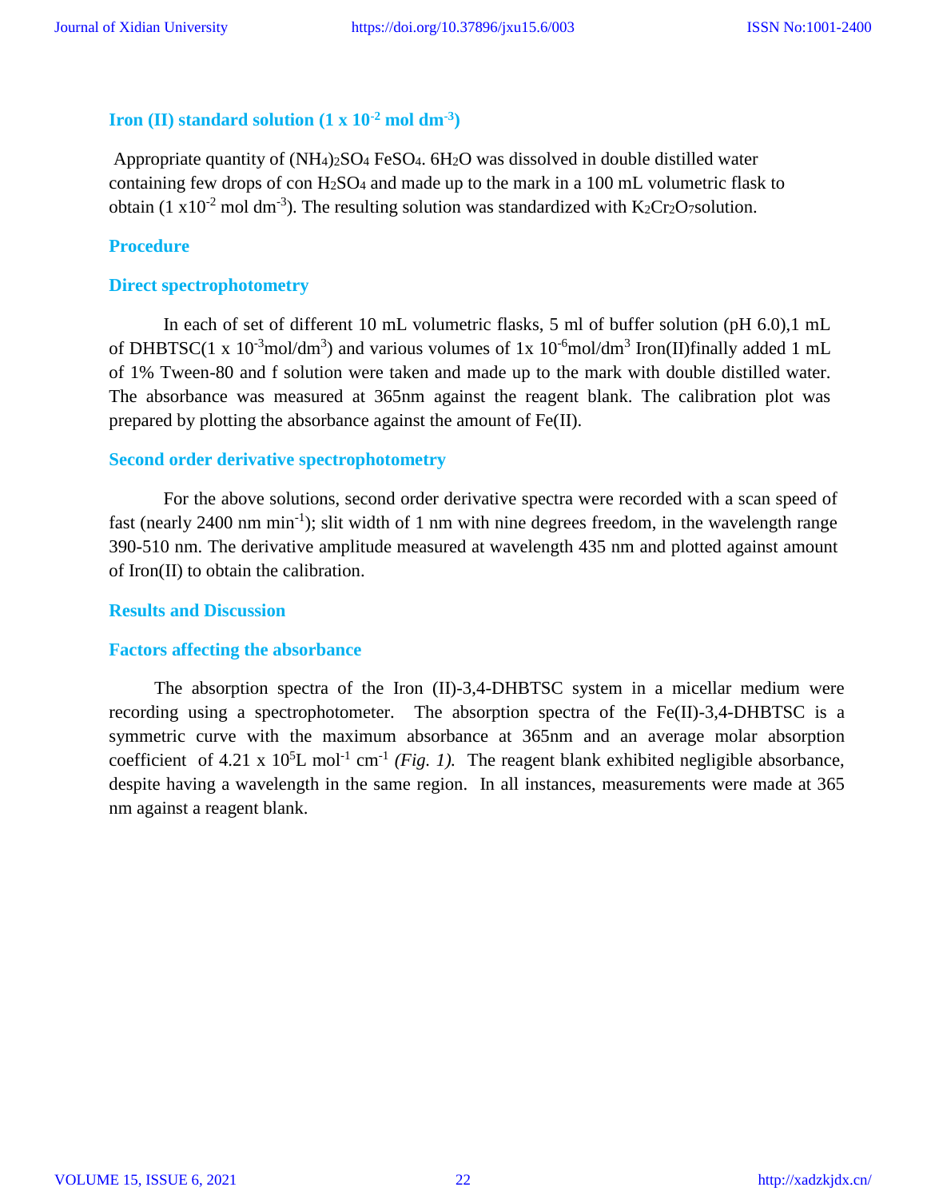### Iron (II) standard solution ($1 \times 10^{-2}$ mol dm$^{-3}$)

Appropriate quantity of $(NH_4)_2SO_4$ $FeSO_4$. $6H_2O$ was dissolved in double distilled water containing few drops of con $H_2SO_4$ and made up to the mark in a 100 mL volumetric flask to obtain ($1 \times 10^{-2}$ mol dm$^{-3}$). The resulting solution was standardized with $K_2Cr_2O_7$solution.

### Procedure

### Direct spectrophotometry

In each of set of different 10 mL volumetric flasks, 5 ml of buffer solution (pH 6.0),1 mL of DHBTSC($1 \times 10^{-3}$mol/dm$^3$) and various volumes of $1 \times 10^{-6}$mol/dm$^3$ Iron(II)finally added 1 mL of 1% Tween-80 and f solution were taken and made up to the mark with double distilled water. The absorbance was measured at 365nm against the reagent blank. The calibration plot was prepared by plotting the absorbance against the amount of Fe(II).

### Second order derivative spectrophotometry

For the above solutions, second order derivative spectra were recorded with a scan speed of fast (nearly 2400 nm min$^{-1}$); slit width of 1 nm with nine degrees freedom, in the wavelength range 390-510 nm. The derivative amplitude measured at wavelength 435 nm and plotted against amount of Iron(II) to obtain the calibration.

### Results and Discussion

### Factors affecting the absorbance

The absorption spectra of the Iron (II)-3,4-DHBTSC system in a micellar medium were recording using a spectrophotometer. The absorption spectra of the Fe(II)-3,4-DHBTSC is a symmetric curve with the maximum absorbance at 365nm and an average molar absorption coefficient of $4.21 \times 10^5$L mol$^{-1}$ cm$^{-1}$ *(Fig. 1).* The reagent blank exhibited negligible absorbance, despite having a wavelength in the same region. In all instances, measurements were made at 365 nm against a reagent blank.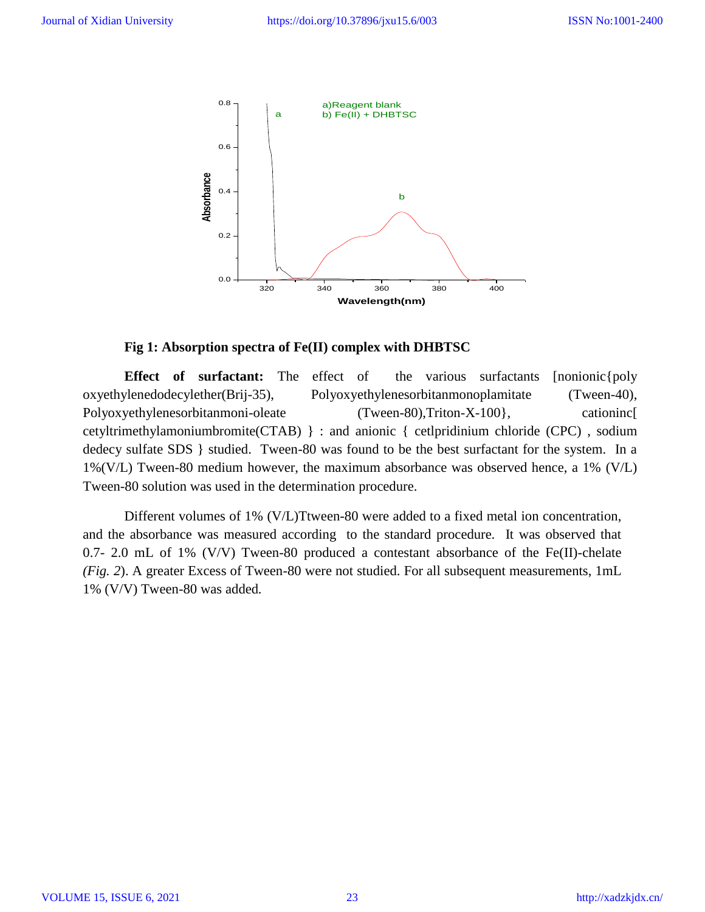**Fig 1: Absorption spectra of Fe(II) complex with DHBTSC**

**Effect of surfactant:** The effect of the various surfactants [nonionic{poly oxyethylenedodecylether(Brij-35), Polyoxyethylenesorbitanmonoplamitate (Tween-40), Polyoxyethylenesorbitanmoni-oleate (Tween-80),Triton-X-100}, cationinc[ cetyltrimethylamoniumbromite(CTAB) } : and anionic { cetlpridinium chloride (CPC) , sodium dedecy sulfate SDS } studied. Tween-80 was found to be the best surfactant for the system. In a 1%(V/L) Tween-80 medium however, the maximum absorbance was observed hence, a 1% (V/L) Tween-80 solution was used in the determination procedure.

Different volumes of 1% (V/L)Ttween-80 were added to a fixed metal ion concentration, and the absorbance was measured according to the standard procedure. It was observed that 0.7- 2.0 mL of 1% (V/V) Tween-80 produced a contestant absorbance of the Fe(II)-chelate *(Fig. 2)*. A greater Excess of Tween-80 were not studied. For all subsequent measurements, 1mL 1% (V/V) Tween-80 was added.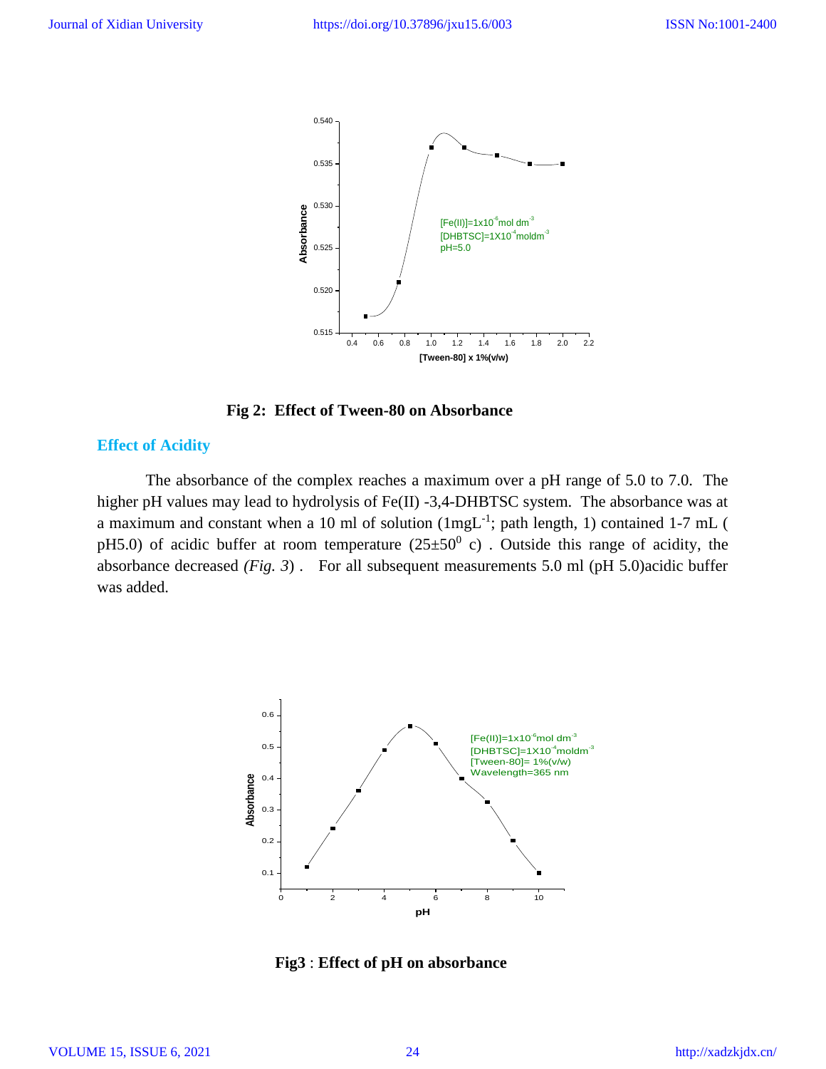**Fig 2: Effect of Tween-80 on Absorbance**

## Effect of Acidity

The absorbance of the complex reaches a maximum over a pH range of 5.0 to 7.0. The higher pH values may lead to hydrolysis of Fe(II) -3,4-DHBTSC system. The absorbance was at a maximum and constant when a 10 ml of solution (1mgL$^{-1}$; path length, 1) contained 1-7 mL ( pH5.0) of acidic buffer at room temperature ($25\pm50^0$ c) . Outside this range of acidity, the absorbance decreased *(Fig. 3*) . For all subsequent measurements 5.0 ml (pH 5.0)acidic buffer was added.

**Fig3** : **Effect of pH on absorbance**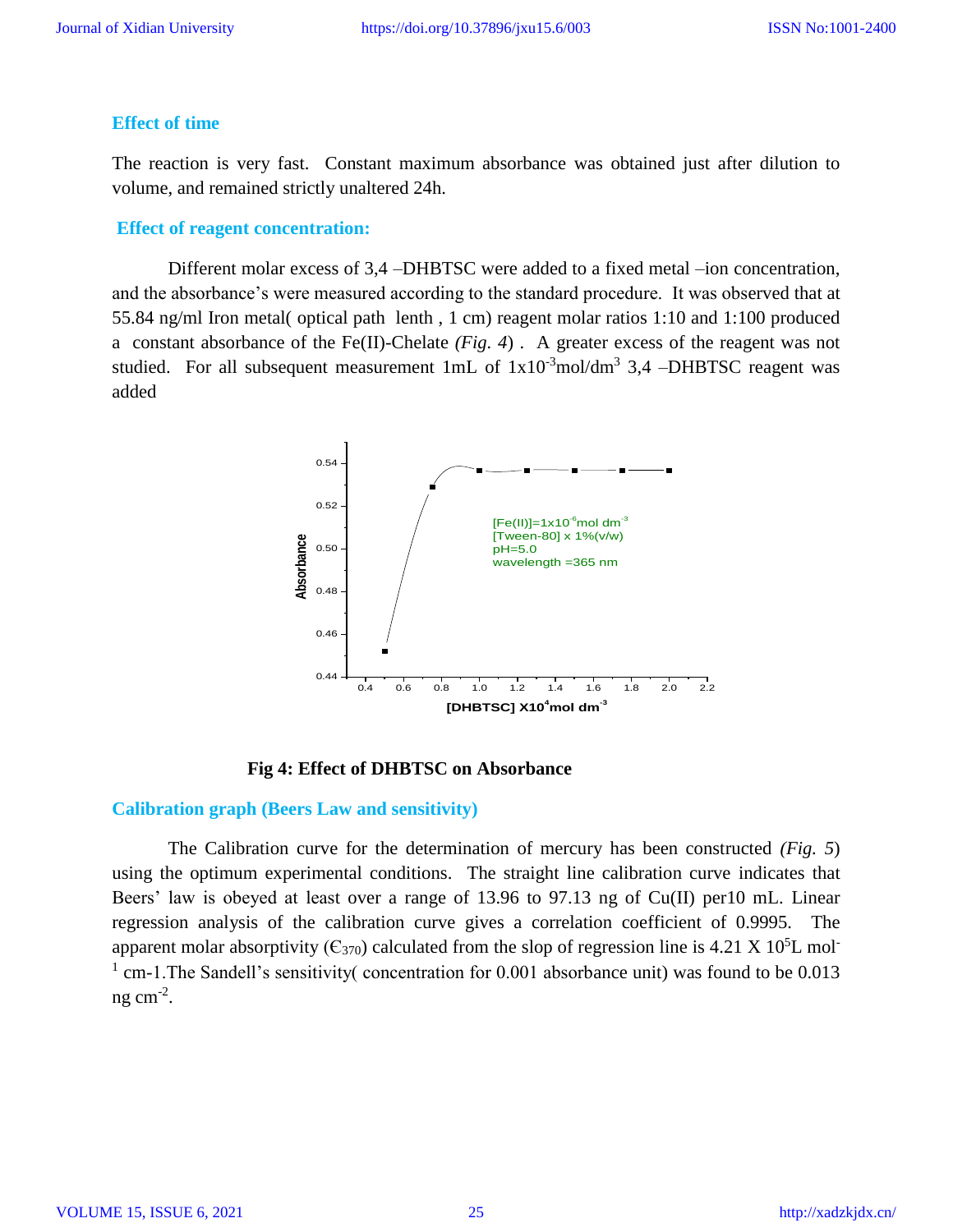### Effect of time

The reaction is very fast. Constant maximum absorbance was obtained just after dilution to volume, and remained strictly unaltered 24h.

### Effect of reagent concentration:

Different molar excess of 3,4 –DHBTSC were added to a fixed metal –ion concentration, and the absorbance's were measured according to the standard procedure. It was observed that at 55.84 ng/ml Iron metal( optical path lenth , 1 cm) reagent molar ratios 1:10 and 1:100 produced a constant absorbance of the Fe(II)-Chelate *(Fig. 4*) . A greater excess of the reagent was not studied. For all subsequent measurement 1mL of $1x10^{-3}$mol/dm$^3$ 3,4 –DHBTSC reagent was added

**Fig 4: Effect of DHBTSC on Absorbance**

### Calibration graph (Beers Law and sensitivity)

The Calibration curve for the determination of mercury has been constructed *(Fig. 5*) using the optimum experimental conditions. The straight line calibration curve indicates that Beers' law is obeyed at least over a range of 13.96 to 97.13 ng of Cu(II) per10 mL. Linear regression analysis of the calibration curve gives a correlation coefficient of 0.9995. The apparent molar absorptivity ($\epsilon_{370}$) calculated from the slop of regression line is 4.21 X $10^5$L mol$^{-1}$ cm-1.The Sandell's sensitivity( concentration for 0.001 absorbance unit) was found to be 0.013 ng cm$^{-2}$.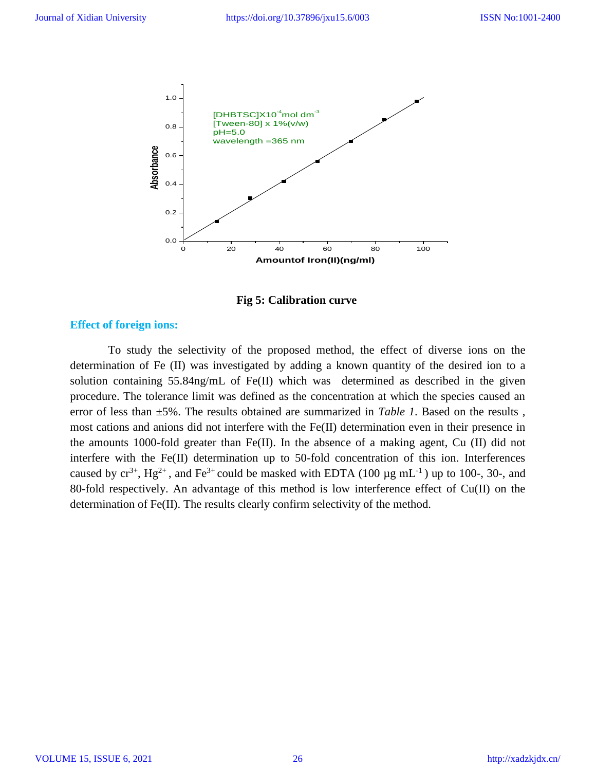**Fig 5: Calibration curve**

## Effect of foreign ions:

To study the selectivity of the proposed method, the effect of diverse ions on the determination of Fe (II) was investigated by adding a known quantity of the desired ion to a solution containing 55.84ng/mL of Fe(II) which was determined as described in the given procedure. The tolerance limit was defined as the concentration at which the species caused an error of less than ±5%. The results obtained are summarized in *Table 1*. Based on the results , most cations and anions did not interfere with the Fe(II) determination even in their presence in the amounts 1000-fold greater than Fe(II). In the absence of a making agent, Cu (II) did not interfere with the Fe(II) determination up to 50-fold concentration of this ion. Interferences caused by $cr^{3+}$, $Hg^{2+}$ , and $Fe^{3+}$ could be masked with EDTA (100 µg $mL^{-1}$ ) up to 100-, 30-, and 80-fold respectively. An advantage of this method is low interference effect of Cu(II) on the determination of Fe(II). The results clearly confirm selectivity of the method.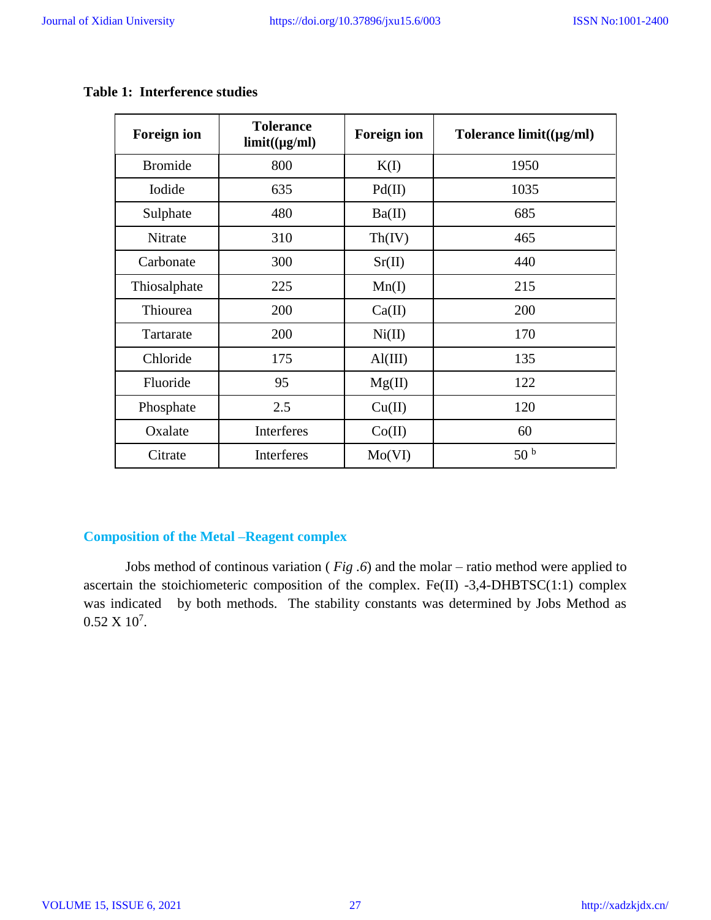**Table 1: Interference studies**

| Foreign ion | Tolerance limit((µg/ml) | Foreign ion | Tolerance limit((µg/ml) |
|---|---|---|---|
| Bromide | 800 | K(I) | 1950 |
| Iodide | 635 | Pd(II) | 1035 |
| Sulphate | 480 | Ba(II) | 685 |
| Nitrate | 310 | Th(IV) | 465 |
| Carbonate | 300 | Sr(II) | 440 |
| Thiosalphate | 225 | Mn(I) | 215 |
| Thiourea | 200 | Ca(II) | 200 |
| Tartarate | 200 | Ni(II) | 170 |
| Chloride | 175 | Al(III) | 135 |
| Fluoride | 95 | Mg(II) | 122 |
| Phosphate | 2.5 | Cu(II) | 120 |
| Oxalate | Interferes | Co(II) | 60 |
| Citrate | Interferes | Mo(VI) | 50 [b] |

## Composition of the Metal –Reagent complex

Jobs method of continous variation ( *Fig .6*) and the molar – ratio method were applied to ascertain the stoichiometeric composition of the complex. Fe(II) -3,4-DHBTSC(1:1) complex was indicated by both methods. The stability constants was determined by Jobs Method as $0.52 \times 10^{7}$.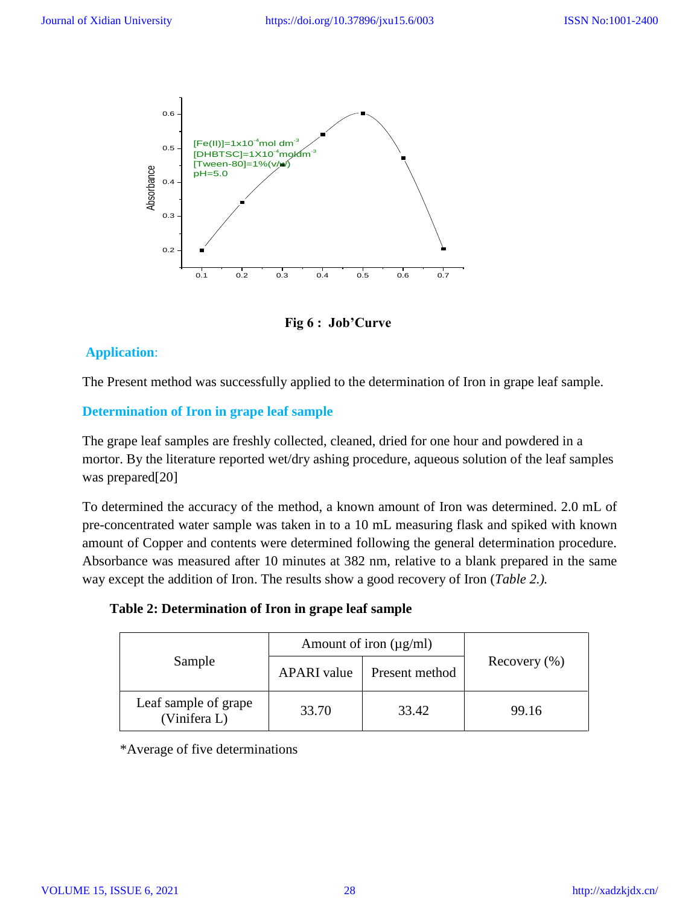Fig 6 : Job'Curve

## Application:

The Present method was successfully applied to the determination of Iron in grape leaf sample.

### Determination of Iron in grape leaf sample

The grape leaf samples are freshly collected, cleaned, dried for one hour and powdered in a mortor. By the literature reported wet/dry ashing procedure, aqueous solution of the leaf samples was prepared[20]

To determined the accuracy of the method, a known amount of Iron was determined. 2.0 mL of pre-concentrated water sample was taken in to a 10 mL measuring flask and spiked with known amount of Copper and contents were determined following the general determination procedure. Absorbance was measured after 10 minutes at 382 nm, relative to a blank prepared in the same way except the addition of Iron. The results show a good recovery of Iron (*Table 2.).*

**Table 2: Determination of Iron in grape leaf sample**

| Sample | Amount of iron (µg/ml) | | Recovery (%) |
|---|---|---|---|
| | APARI value | Present method | |
| Leaf sample of grape (Vinifera L) | 33.70 | 33.42 | 99.16 |

*Average of five determinations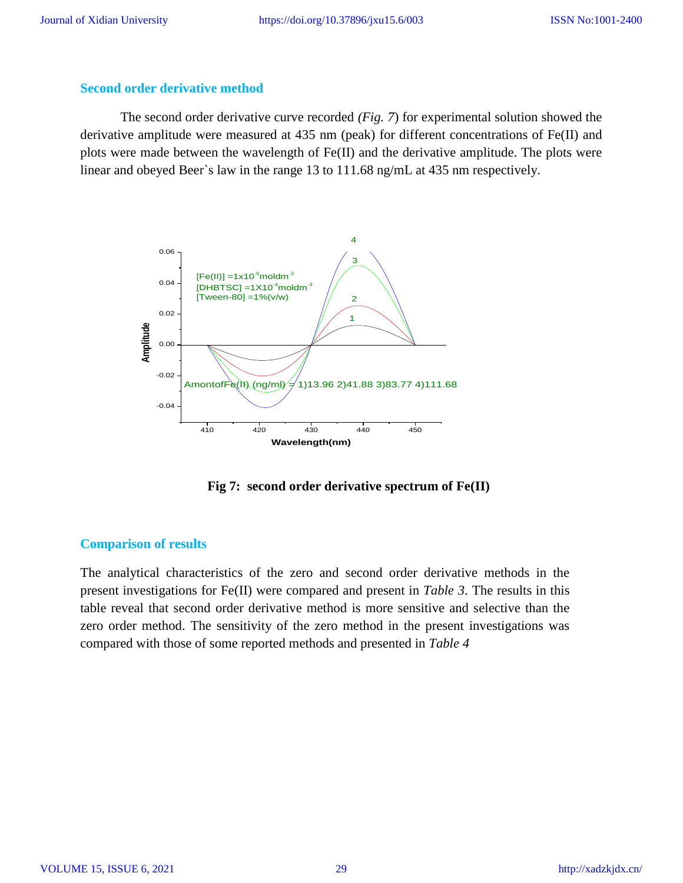## Second order derivative method

The second order derivative curve recorded *(Fig. 7)* for experimental solution showed the derivative amplitude were measured at 435 nm (peak) for different concentrations of Fe(II) and plots were made between the wavelength of Fe(II) and the derivative amplitude. The plots were linear and obeyed Beer`s law in the range 13 to 111.68 ng/mL at 435 nm respectively.

**Fig 7: second order derivative spectrum of Fe(II)**

## Comparison of results

The analytical characteristics of the zero and second order derivative methods in the present investigations for Fe(II) were compared and present in *Table 3*. The results in this table reveal that second order derivative method is more sensitive and selective than the zero order method. The sensitivity of the zero method in the present investigations was compared with those of some reported methods and presented in *Table 4*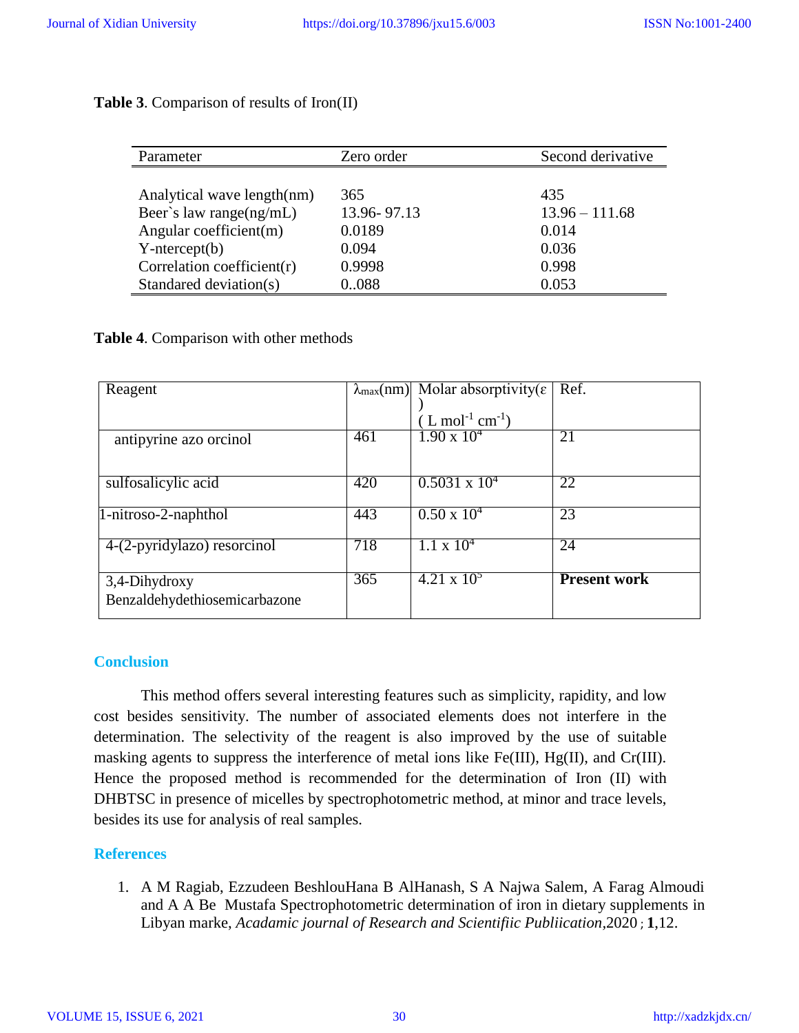**Table 3**. Comparison of results of Iron(II)

| Parameter | Zero order | Second derivative |
|---|---|---|
| Analytical wave length(nm) | 365 | 435 |
| Beer`s law range(ng/mL) | 13.96- 97.13 | 13.96 – 111.68 |
| Angular coefficient(m) | 0.0189 | 0.014 |
| Y-ntercept(b) | 0.094 | 0.036 |
| Correlation coefficient(r) | 0.9998 | 0.998 |
| Standared deviation(s) | 0..088 | 0.053 |

**Table 4**. Comparison with other methods

| Reagent | $\lambda_{max}$(nm) | Molar absorptivity(ε) ( L mol$^{-1}$ cm$^{-1}$) | Ref. |
|---|---|---|---|
| antipyrine azo orcinol | 461 | $1.90 \times 10^{4}$ | 21 |
| sulfosalicylic acid | 420 | $0.5031 \times 10^{4}$ | 22 |
| 1-nitroso-2-naphthol | 443 | $0.50 \times 10^{4}$ | 23 |
| 4-(2-pyridylazo) resorcinol | 718 | $1.1 \times 10^{4}$ | 24 |
| 3,4-Dihydroxy Benzaldehydethiosemicarbazone | 365 | $4.21 \times 10^{5}$ | **Present work** |

## Conclusion

This method offers several interesting features such as simplicity, rapidity, and low cost besides sensitivity. The number of associated elements does not interfere in the determination. The selectivity of the reagent is also improved by the use of suitable masking agents to suppress the interference of metal ions like Fe(III), Hg(II), and Cr(III). Hence the proposed method is recommended for the determination of Iron (II) with DHBTSC in presence of micelles by spectrophotometric method, at minor and trace levels, besides its use for analysis of real samples.

## References

1. A M Ragiab, Ezzudeen BeshlouHana B AlHanash, S A Najwa Salem, A Farag Almoudi and A A Be Mustafa Spectrophotometric determination of iron in dietary supplements in Libyan marke, *Acadamic journal of Research and Scientifiic Publiication*,2020 ; **1**,12.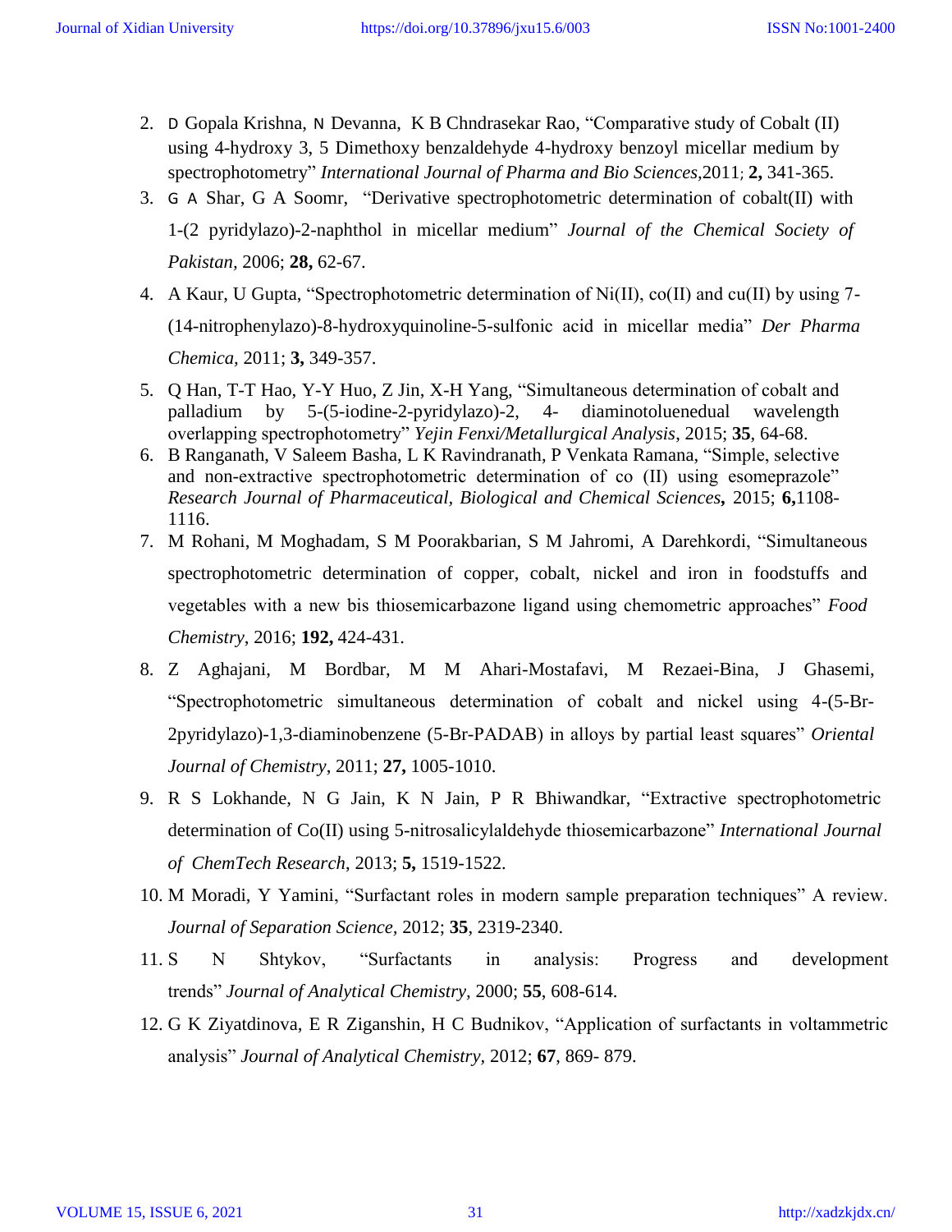2. D Gopala Krishna, N Devanna, K B Chndrasekar Rao, "Comparative study of Cobalt (II) using 4-hydroxy 3, 5 Dimethoxy benzaldehyde 4-hydroxy benzoyl micellar medium by spectrophotometry" *International Journal of Pharma and Bio Sciences*,2011; **2,** 341-365.
3. G A Shar, G A Soomr, "Derivative spectrophotometric determination of cobalt(II) with 1-(2 pyridylazo)-2-naphthol in micellar medium" *Journal of the Chemical Society of Pakistan*, 2006; **28,** 62-67.
4. A Kaur, U Gupta, "Spectrophotometric determination of Ni(II), co(II) and cu(II) by using 7-(14-nitrophenylazo)-8-hydroxyquinoline-5-sulfonic acid in micellar media" *Der Pharma Chemica*, 2011; **3,** 349-357.
5. Q Han, T-T Hao, Y-Y Huo, Z Jin, X-H Yang, "Simultaneous determination of cobalt and palladium by 5-(5-iodine-2-pyridylazo)-2, 4- diaminotoluenedual wavelength overlapping spectrophotometry" *Yejin Fenxi/Metallurgical Analysis*, 2015; **35**, 64-68.
6. B Ranganath, V Saleem Basha, L K Ravindranath, P Venkata Ramana, "Simple, selective and non-extractive spectrophotometric determination of co (II) using esomeprazole" *Research Journal of Pharmaceutical, Biological and Chemical Sciences***,** 2015; **6,**1108-1116.
7. M Rohani, M Moghadam, S M Poorakbarian, S M Jahromi, A Darehkordi, "Simultaneous spectrophotometric determination of copper, cobalt, nickel and iron in foodstuffs and vegetables with a new bis thiosemicarbazone ligand using chemometric approaches" *Food Chemistry*, 2016; **192,** 424-431.
8. Z Aghajani, M Bordbar, M M Ahari-Mostafavi, M Rezaei-Bina, J Ghasemi, "Spectrophotometric simultaneous determination of cobalt and nickel using 4-(5-Br-2pyridylazo)-1,3-diaminobenzene (5-Br-PADAB) in alloys by partial least squares" *Oriental Journal of Chemistry*, 2011; **27,** 1005-1010.
9. R S Lokhande, N G Jain, K N Jain, P R Bhiwandkar, "Extractive spectrophotometric determination of Co(II) using 5-nitrosalicylaldehyde thiosemicarbazone" *International Journal of ChemTech Research*, 2013; **5,** 1519-1522.
10. M Moradi, Y Yamini, "Surfactant roles in modern sample preparation techniques" A review. *Journal of Separation Science*, 2012; **35**, 2319-2340.
11. S N Shtykov, "Surfactants in analysis: Progress and development trends" *Journal of Analytical Chemistry*, 2000; **55**, 608-614.
12. G K Ziyatdinova, E R Ziganshin, H C Budnikov, "Application of surfactants in voltammetric analysis" *Journal of Analytical Chemistry*, 2012; **67**, 869- 879.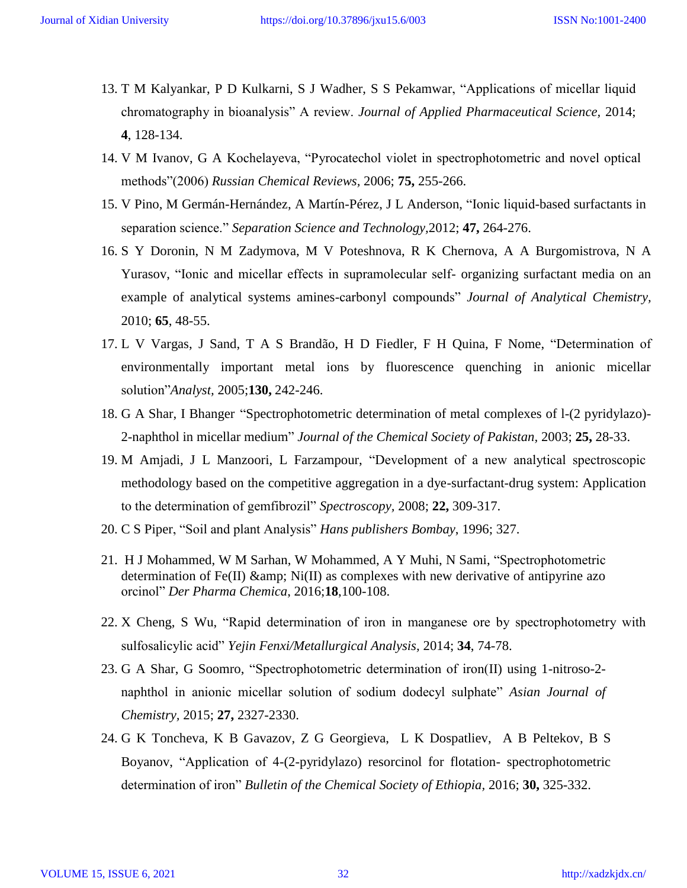13. T M Kalyankar, P D Kulkarni, S J Wadher, S S Pekamwar, "Applications of micellar liquid chromatography in bioanalysis" A review. *Journal of Applied Pharmaceutical Science,* 2014; **4**, 128-134.
14. V M Ivanov, G A Kochelayeva, "Pyrocatechol violet in spectrophotometric and novel optical methods"(2006) *Russian Chemical Reviews,* 2006; **75,** 255-266.
15. V Pino, M Germán-Hernández, A Martín-Pérez, J L Anderson, "Ionic liquid-based surfactants in separation science." *Separation Science and Technology,*2012; **47,** 264-276.
16. S Y Doronin, N M Zadymova, M V Poteshnova, R K Chernova, A A Burgomistrova, N A Yurasov, "Ionic and micellar effects in supramolecular self- organizing surfactant media on an example of analytical systems amines-carbonyl compounds" *Journal of Analytical Chemistry,* 2010; **65**, 48-55.
17. L V Vargas, J Sand, T A S Brandão, H D Fiedler, F H Quina, F Nome, "Determination of environmentally important metal ions by fluorescence quenching in anionic micellar solution"*Analyst,* 2005;**130,** 242-246.
18. G A Shar, I Bhanger "Spectrophotometric determination of metal complexes of l-(2 pyridylazo)-2-naphthol in micellar medium" *Journal of the Chemical Society of Pakistan,* 2003; **25,** 28-33.
19. M Amjadi, J L Manzoori, L Farzampour, "Development of a new analytical spectroscopic methodology based on the competitive aggregation in a dye-surfactant-drug system: Application to the determination of gemfibrozil" *Spectroscopy,* 2008; **22,** 309-317.
20. C S Piper, "Soil and plant Analysis" *Hans publishers Bombay*, 1996; 327.
21. H J Mohammed, W M Sarhan, W Mohammed, A Y Muhi, N Sami, "Spectrophotometric determination of Fe(II) &amp; Ni(II) as complexes with new derivative of antipyrine azo orcinol" *Der Pharma Chemica*, 2016;**18**,100-108.
22. X Cheng, S Wu, "Rapid determination of iron in manganese ore by spectrophotometry with sulfosalicylic acid" *Yejin Fenxi/Metallurgical Analysis,* 2014; **34**, 74-78.
23. G A Shar, G Soomro, "Spectrophotometric determination of iron(II) using 1-nitroso-2-naphthol in anionic micellar solution of sodium dodecyl sulphate" *Asian Journal of Chemistry,* 2015; **27,** 2327-2330.
24. G K Toncheva, K B Gavazov, Z G Georgieva, L K Dospatliev, A B Peltekov, B S Boyanov, "Application of 4-(2-pyridylazo) resorcinol for flotation- spectrophotometric determination of iron" *Bulletin of the Chemical Society of Ethiopia,* 2016; **30,** 325-332.